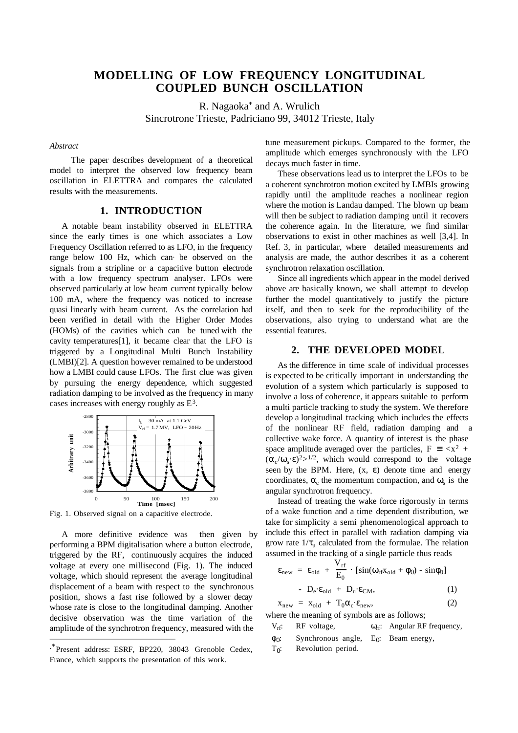# MODELLING OF LOW FREQUENCY LONGITUDINAL COUPLED BUNCH OSCILLATION

R. Nagaoka* and A. Wrulich
Sincrotrone Trieste, Padriciano 99, 34012 Trieste, Italy

*Abstract*

The paper describes development of a theoretical model to interpret the observed low frequency beam oscillation in ELETTRA and compares the calculated results with the measurements.

## 1. INTRODUCTION

A notable beam instability observed in ELETTRA since the early times is one which associates a Low Frequency Oscillation referred to as LFO, in the frequency range below 100 Hz, which can be observed on the signals from a stripline or a capacitive button electrode with a low frequency spectrum analyser. LFOs were observed particularly at low beam current typically below 100 mA, where the frequency was noticed to increase quasi linearly with beam current. As the correlation had been verified in detail with the Higher Order Modes (HOMs) of the cavities which can be tuned with the cavity temperatures[1], it became clear that the LFO is triggered by a Longitudinal Multi Bunch Instability (LMBI)[2]. A question however remained to be understood how a LMBI could cause LFOs. The first clue was given by pursuing the energy dependence, which suggested radiation damping to be involved as the frequency in many cases increases with energy roughly as $E^3$.

Fig. 1. Observed signal on a capacitive electrode.

A more definitive evidence was then given by performing a BPM digitalisation where a button electrode, triggered by the RF, continuously acquires the induced voltage at every one millisecond (Fig. 1). The induced voltage, which should represent the average longitudinal displacement of a beam with respect to the synchronous position, shows a fast rise followed by a slower decay whose rate is close to the longitudinal damping. Another decisive observation was the time variation of the amplitude of the synchrotron frequency, measured with the tune measurement pickups. Compared to the former, the amplitude which emerges synchronously with the LFO decays much faster in time.

These observations lead us to interpret the LFOs to be a coherent synchrotron motion excited by LMBIs growing rapidly until the amplitude reaches a nonlinear region where the motion is Landau damped. The blown up beam will then be subject to radiation damping until it recovers the coherence again. In the literature, we find similar observations to exist in other machines as well [3,4]. In Ref. 3, in particular, where detailed measurements and analysis are made, the author describes it as a coherent synchrotron relaxation oscillation.

Since all ingredients which appear in the model derived above are basically known, we shall attempt to develop further the model quantitatively to justify the picture itself, and then to seek for the reproducibility of the observations, also trying to understand what are the essential features.

## 2. THE DEVELOPED MODEL

As the difference in time scale of individual processes is expected to be critically important in understanding the evolution of a system which particularly is supposed to involve a loss of coherence, it appears suitable to perform a multi particle tracking to study the system. We therefore develop a longitudinal tracking which includes the effects of the nonlinear RF field, radiation damping and a collective wake force. A quantity of interest is the phase space amplitude averaged over the particles, $F \equiv \langle x^2 + (\alpha_c/\omega_s \cdot \varepsilon)^2 \rangle^{1/2}$, which would correspond to the voltage seen by the BPM. Here, $(x, \varepsilon)$ denote time and energy coordinates, $\alpha_c$ the momentum compaction, and $\omega_s$ is the angular synchrotron frequency.

Instead of treating the wake force rigorously in terms of a wake function and a time dependent distribution, we take for simplicity a semi phenomenological approach to include this effect in parallel with radiation damping via grow rate $1/\tau_u$ calculated from the formulae. The relation assumed in the tracking of a single particle thus reads

$$\varepsilon_{new} = \varepsilon_{old} + \frac{V_{rf}}{E_0} \cdot [\sin(\omega_{rf} x_{old} + \phi_0) - \sin\phi_0] - D_e \cdot \varepsilon_{old} + D_u \cdot \varepsilon_{CM}, \quad (1)$$

$$x_{new} = x_{old} + T_0 \alpha_c \cdot \varepsilon_{new}, \quad (2)$$

where the meaning of symbols are as follows;

$V_{rf}$: RF voltage, $\omega_{rf}$: Angular RF frequency,
$\phi_0$: Synchronous angle, $E_0$: Beam energy,
$T_0$: Revolution period.

---

*Present address: ESRF, BP220, 38043 Grenoble Cedex, France, which supports the presentation of this work.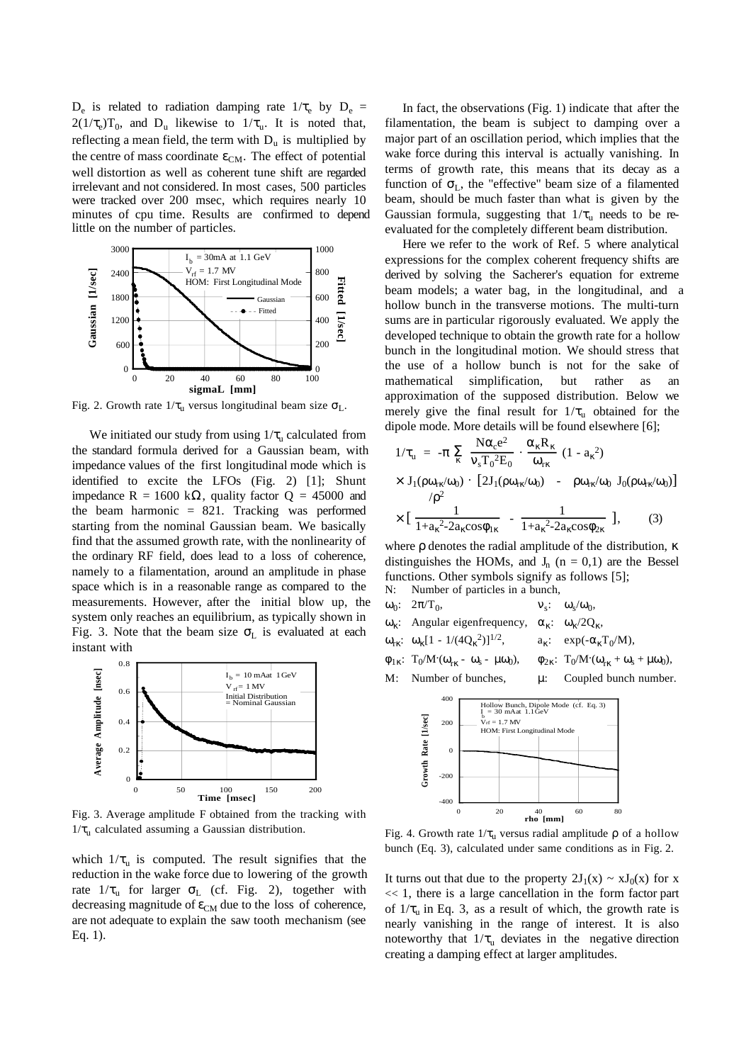$D_e$ is related to radiation damping rate $1/\tau_e$ by $D_e = 2(1/\tau_e)T_0$, and $D_u$ likewise to $1/\tau_u$. It is noted that, reflecting a mean field, the term with $D_u$ is multiplied by the centre of mass coordinate $\varepsilon_{CM}$. The effect of potential well distortion as well as coherent tune shift are regarded irrelevant and not considered. In most cases, 500 particles were tracked over 200 msec, which requires nearly 10 minutes of cpu time. Results are confirmed to depend little on the number of particles.

Fig. 2. Growth rate $1/\tau_u$ versus longitudinal beam size $\sigma_L$.

We initiated our study from using $1/\tau_u$ calculated from the standard formula derived for a Gaussian beam, with impedance values of the first longitudinal mode which is identified to excite the LFOs (Fig. 2) [1]; Shunt impedance R = 1600 kΩ, quality factor Q = 45000 and the beam harmonic = 821. Tracking was performed starting from the nominal Gaussian beam. We basically find that the assumed growth rate, with the nonlinearity of the ordinary RF field, does lead to a loss of coherence, namely to a filamentation, around an amplitude in phase space which is in a reasonable range as compared to the measurements. However, after the initial blow up, the system only reaches an equilibrium, as typically shown in Fig. 3. Note that the beam size $\sigma_L$ is evaluated at each instant with

Fig. 3. Average amplitude F obtained from the tracking with $1/\tau_u$ calculated assuming a Gaussian distribution.

which $1/\tau_u$ is computed. The result signifies that the reduction in the wake force due to lowering of the growth rate $1/\tau_u$ for larger $\sigma_L$ (cf. Fig. 2), together with decreasing magnitude of $\varepsilon_{CM}$ due to the loss of coherence, are not adequate to explain the saw tooth mechanism (see Eq. 1).

In fact, the observations (Fig. 1) indicate that after the filamentation, the beam is subject to damping over a major part of an oscillation period, which implies that the wake force during this interval is actually vanishing. In terms of growth rate, this means that its decay as a function of $\sigma_L$, the "effective" beam size of a filamented beam, should be much faster than what is given by the Gaussian formula, suggesting that $1/\tau_u$ needs to be re-evaluated for the completely different beam distribution.

Here we refer to the work of Ref. 5 where analytical expressions for the complex coherent frequency shifts are derived by solving the Sacherer's equation for extreme beam models; a water bag, in the longitudinal, and a hollow bunch in the transverse motions. The multi-turn sums are in particular rigorously evaluated. We apply the developed technique to obtain the growth rate for a hollow bunch in the longitudinal motion. We should stress that the use of a hollow bunch is not for the sake of mathematical simplification, but rather as an approximation of the supposed distribution. Below we merely give the final result for $1/\tau_u$ obtained for the dipole mode. More details will be found elsewhere [6];

$$
\begin{aligned}
1/\tau_u = -\pi \sum_{\kappa} \frac{N\alpha_c e^2}{\nu_s T_0{}^2 E_0} \cdot \frac{\alpha_\kappa R_\kappa}{\omega_{r\kappa}} (1 - a_\kappa{}^2) \\
\times J_1(\rho\omega_{r\kappa}/\omega_0) \cdot \left[2J_1(\rho\omega_{r\kappa}/\omega_0) - \rho\omega_{r\kappa}/\omega_0\, J_0(\rho\omega_{r\kappa}/\omega_0)\right] / \rho^2 \\
\times \left[ \frac{1}{1+a_\kappa{}^2-2a_\kappa\cos\phi_{1\kappa}} - \frac{1}{1+a_\kappa{}^2-2a_\kappa\cos\phi_{2\kappa}} \right], \qquad (3)
\end{aligned}
$$

where $\rho$ denotes the radial amplitude of the distribution, $\kappa$ distinguishes the HOMs, and $J_n$ (n = 0,1) are the Bessel functions. Other symbols signify as follows [5];

N: Number of particles in a bunch,
$\omega_0$: $2\pi/T_0$, $\nu_s$: $\omega_s/\omega_0$,
$\omega_\kappa$: Angular eigenfrequency, $\alpha_\kappa$: $\omega_\kappa/2Q_\kappa$,
$\omega_{r\kappa}$: $\omega_\kappa[1 - 1/(4Q_\kappa{}^2)]^{1/2}$, $a_\kappa$: $\exp(-\alpha_\kappa T_0/M)$,
$\phi_{1\kappa}$: $T_0/M\cdot(\omega_{r\kappa} - \omega_s - \mu\omega_0)$, $\phi_{2\kappa}$: $T_0/M\cdot(\omega_{r\kappa} + \omega_s + \mu\omega_0)$,
M: Number of bunches, $\mu$: Coupled bunch number.

Fig. 4. Growth rate $1/\tau_u$ versus radial amplitude $\rho$ of a hollow bunch (Eq. 3), calculated under same conditions as in Fig. 2.

It turns out that due to the property $2J_1(x) \sim xJ_0(x)$ for $x \ll 1$, there is a large cancellation in the form factor part of $1/\tau_u$ in Eq. 3, as a result of which, the growth rate is nearly vanishing in the range of interest. It is also noteworthy that $1/\tau_u$ deviates in the negative direction creating a damping effect at larger amplitudes.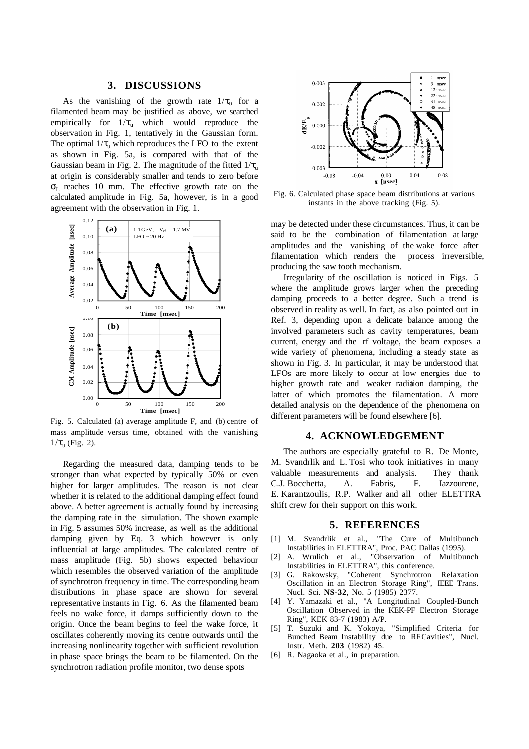## 3. DISCUSSIONS

As the vanishing of the growth rate $1/\tau_u$ for a filamented beam may be justified as above, we searched empirically for $1/\tau_u$ which would reproduce the observation in Fig. 1, tentatively in the Gaussian form. The optimal $1/\tau_u$ which reproduces the LFO to the extent as shown in Fig. 5a, is compared with that of the Gaussian beam in Fig. 2. The magnitude of the fitted $1/\tau_u$ at origin is considerably smaller and tends to zero before $\sigma_L$ reaches 10 mm. The effective growth rate on the calculated amplitude in Fig. 5a, however, is in a good agreement with the observation in Fig. 1.

(a)
1.1GeV, $V_{rf}$ = 1.7 MV
LFO ~ 20 Hz
Average Amplitude [nsec]
0.12
0.10
0.08
0.06
0.04
0.02
0 50 100 150 200
Time [msec]

(b)
CM Amplitude [nsec]
0.08
0.06
0.04
0.02
0.00
0 50 100 150 200
Time [msec]

Fig. 5. Calculated (a) average amplitude F, and (b) centre of mass amplitude versus time, obtained with the vanishing $1/\tau_u$ (Fig. 2).

Regarding the measured data, damping tends to be stronger than what expected by typically 50% or even higher for larger amplitudes. The reason is not clear whether it is related to the additional damping effect found above. A better agreement is actually found by increasing the damping rate in the simulation. The shown example in Fig. 5 assumes 50% increase, as well as the additional damping given by Eq. 3 which however is only influential at large amplitudes. The calculated centre of mass amplitude (Fig. 5b) shows expected behaviour which resembles the observed variation of the amplitude of synchrotron frequency in time. The corresponding beam distributions in phase space are shown for several representative instants in Fig. 6. As the filamented beam feels no wake force, it damps sufficiently down to the origin. Once the beam begins to feel the wake force, it oscillates coherently moving its centre outwards until the increasing nonlinearity together with sufficient revolution in phase space brings the beam to be filamented. On the synchrotron radiation profile monitor, two dense spots

1 msec
3 msec
12 msec
22 msec
41 msec
48 msec
$dE/E_0$
0.003
0.002
0.000
-0.002
-0.003
-0.08 -0.04 0.00 0.04 0.08
x [nsec]

Fig. 6. Calculated phase space beam distributions at various instants in the above tracking (Fig. 5).

may be detected under these circumstances. Thus, it can be said to be the combination of filamentation at large amplitudes and the vanishing of the wake force after filamentation which renders the process irreversible, producing the saw tooth mechanism.

Irregularity of the oscillation is noticed in Figs. 5 where the amplitude grows larger when the preceding damping proceeds to a better degree. Such a trend is observed in reality as well. In fact, as also pointed out in Ref. 3, depending upon a delicate balance among the involved parameters such as cavity temperatures, beam current, energy and the rf voltage, the beam exposes a wide variety of phenomena, including a steady state as shown in Fig. 3. In particular, it may be understood that LFOs are more likely to occur at low energies due to higher growth rate and weaker radiation damping, the latter of which promotes the filamentation. A more detailed analysis on the dependence of the phenomena on different parameters will be found elsewhere [6].

## 4. ACKNOWLEDGEMENT

The authors are especially grateful to R. De Monte, M. Svandrlik and L. Tosi who took initiatives in many valuable measurements and analysis. They thank C.J. Bocchetta, A. Fabris, F. Iazzourene, E. Karantzoulis, R.P. Walker and all other ELETTRA shift crew for their support on this work.

## 5. REFERENCES

[1] M. Svandrlik et al., "The Cure of Multibunch Instabilities in ELETTRA", Proc. PAC Dallas (1995).
[2] A. Wrulich et al., "Observation of Multibunch Instabilities in ELETTRA", this conference.
[3] G. Rakowsky, "Coherent Synchrotron Relaxation Oscillation in an Electron Storage Ring", IEEE Trans. Nucl. Sci. **NS-32**, No. 5 (1985) 2377.
[4] Y. Yamazaki et al., "A Longitudinal Coupled-Bunch Oscillation Observed in the KEK-PF Electron Storage Ring", KEK 83-7 (1983) A/P.
[5] T. Suzuki and K. Yokoya, "Simplified Criteria for Bunched Beam Instability due to RF Cavities", Nucl. Instr. Meth. **203** (1982) 45.
[6] R. Nagaoka et al., in preparation.